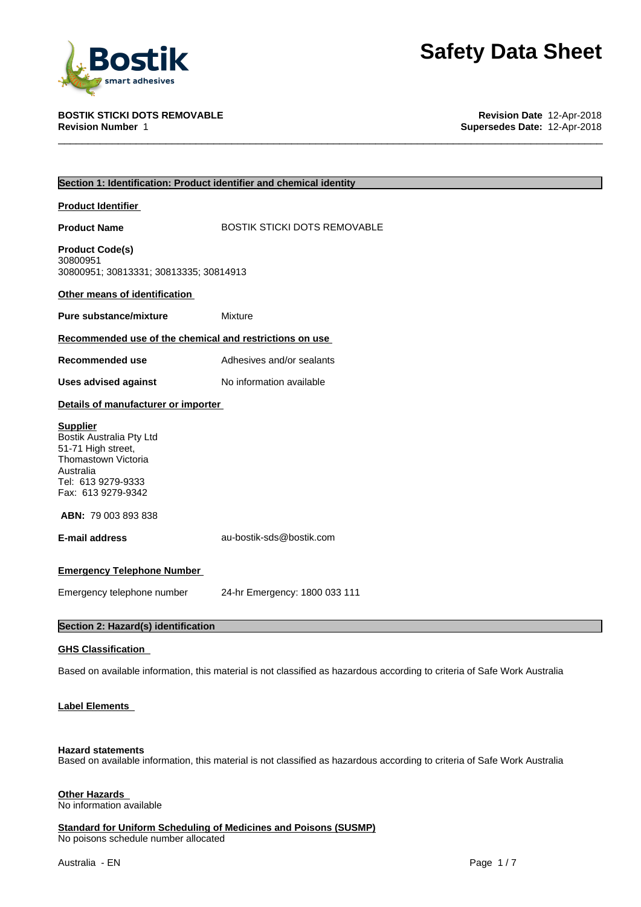# Safety Data Sheet

**BOSTIK STICKI DOTS REMOVABLE**
**Revision Number** 1

**Revision Date** 12-Apr-2018
**Supersedes Date:** 12-Apr-2018

## Section 1: Identification: Product identifier and chemical identity

### Product Identifier

**Product Name** BOSTIK STICKI DOTS REMOVABLE

**Product Code(s)**
30800951
30800951; 30813331; 30813335; 30814913

### Other means of identification

**Pure substance/mixture** Mixture

### Recommended use of the chemical and restrictions on use

**Recommended use** Adhesives and/or sealants

**Uses advised against** No information available

### Details of manufacturer or importer

**Supplier**
Bostik Australia Pty Ltd
51-71 High street,
Thomastown Victoria
Australia
Tel: 613 9279-9333
Fax: 613 9279-9342

**ABN:** 79 003 893 838

**E-mail address** au-bostik-sds@bostik.com

### Emergency Telephone Number

Emergency telephone number 24-hr Emergency: 1800 033 111

## Section 2: Hazard(s) identification

### GHS Classification

Based on available information, this material is not classified as hazardous according to criteria of Safe Work Australia

### Label Elements

**Hazard statements**
Based on available information, this material is not classified as hazardous according to criteria of Safe Work Australia

### Other Hazards

No information available

### Standard for Uniform Scheduling of Medicines and Poisons (SUSMP)

No poisons schedule number allocated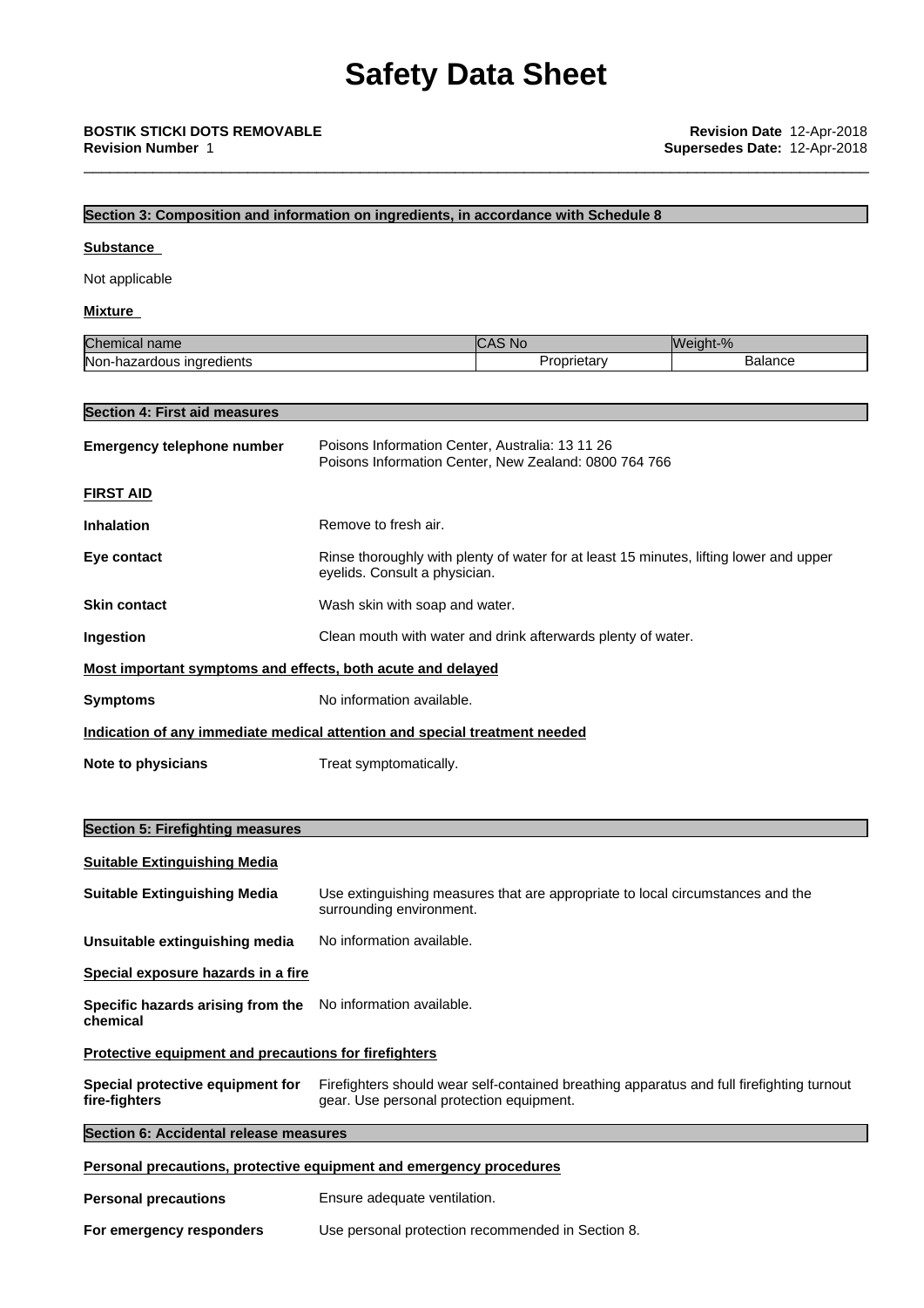## Section 3: Composition and information on ingredients, in accordance with Schedule 8

**Substance**

Not applicable

**Mixture**

| Chemical name | CAS No | Weight-% |
| --- | --- | --- |
| Non-hazardous ingredients | Proprietary | Balance |

## Section 4: First aid measures

**Emergency telephone number** Poisons Information Center, Australia: 13 11 26
Poisons Information Center, New Zealand: 0800 764 766

**FIRST AID**

**Inhalation** Remove to fresh air.

**Eye contact** Rinse thoroughly with plenty of water for at least 15 minutes, lifting lower and upper eyelids. Consult a physician.

**Skin contact** Wash skin with soap and water.

**Ingestion** Clean mouth with water and drink afterwards plenty of water.

**Most important symptoms and effects, both acute and delayed**

**Symptoms** No information available.

**Indication of any immediate medical attention and special treatment needed**

**Note to physicians** Treat symptomatically.

## Section 5: Firefighting measures

**Suitable Extinguishing Media**

**Suitable Extinguishing Media** Use extinguishing measures that are appropriate to local circumstances and the surrounding environment.

**Unsuitable extinguishing media** No information available.

**Special exposure hazards in a fire**

**Specific hazards arising from the chemical** No information available.

**Protective equipment and precautions for firefighters**

**Special protective equipment for fire-fighters** Firefighters should wear self-contained breathing apparatus and full firefighting turnout gear. Use personal protection equipment.

## Section 6: Accidental release measures

**Personal precautions, protective equipment and emergency procedures**

**Personal precautions** Ensure adequate ventilation.

**For emergency responders** Use personal protection recommended in Section 8.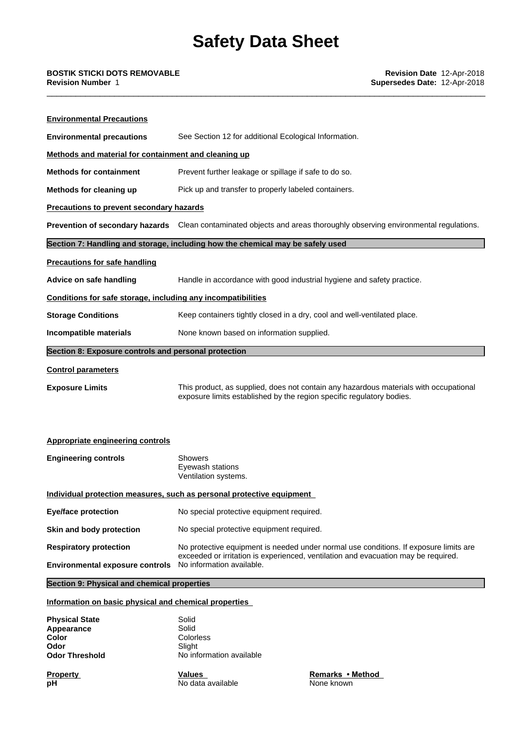**Environmental Precautions**

**Environmental precautions** See Section 12 for additional Ecological Information.

**Methods and material for containment and cleaning up**

**Methods for containment** Prevent further leakage or spillage if safe to do so.

**Methods for cleaning up** Pick up and transfer to properly labeled containers.

**Precautions to prevent secondary hazards**

**Prevention of secondary hazards** Clean contaminated objects and areas thoroughly observing environmental regulations.

## Section 7: Handling and storage, including how the chemical may be safely used

**Precautions for safe handling**

**Advice on safe handling** Handle in accordance with good industrial hygiene and safety practice.

**Conditions for safe storage, including any incompatibilities**

**Storage Conditions** Keep containers tightly closed in a dry, cool and well-ventilated place.

**Incompatible materials** None known based on information supplied.

## Section 8: Exposure controls and personal protection

**Control parameters**

**Exposure Limits** This product, as supplied, does not contain any hazardous materials with occupational exposure limits established by the region specific regulatory bodies.

**Appropriate engineering controls**

**Engineering controls**
Showers
Eyewash stations
Ventilation systems.

**Individual protection measures, such as personal protective equipment**

**Eye/face protection** No special protective equipment required.

**Skin and body protection** No special protective equipment required.

**Respiratory protection** No protective equipment is needed under normal use conditions. If exposure limits are exceeded or irritation is experienced, ventilation and evacuation may be required.

**Environmental exposure controls** No information available.

## Section 9: Physical and chemical properties

**Information on basic physical and chemical properties**

**Physical State** Solid
**Appearance** Solid
**Color** Colorless
**Odor** Slight
**Odor Threshold** No information available

| Property | Values | Remarks • Method |
|---|---|---|
| pH | No data available | None known |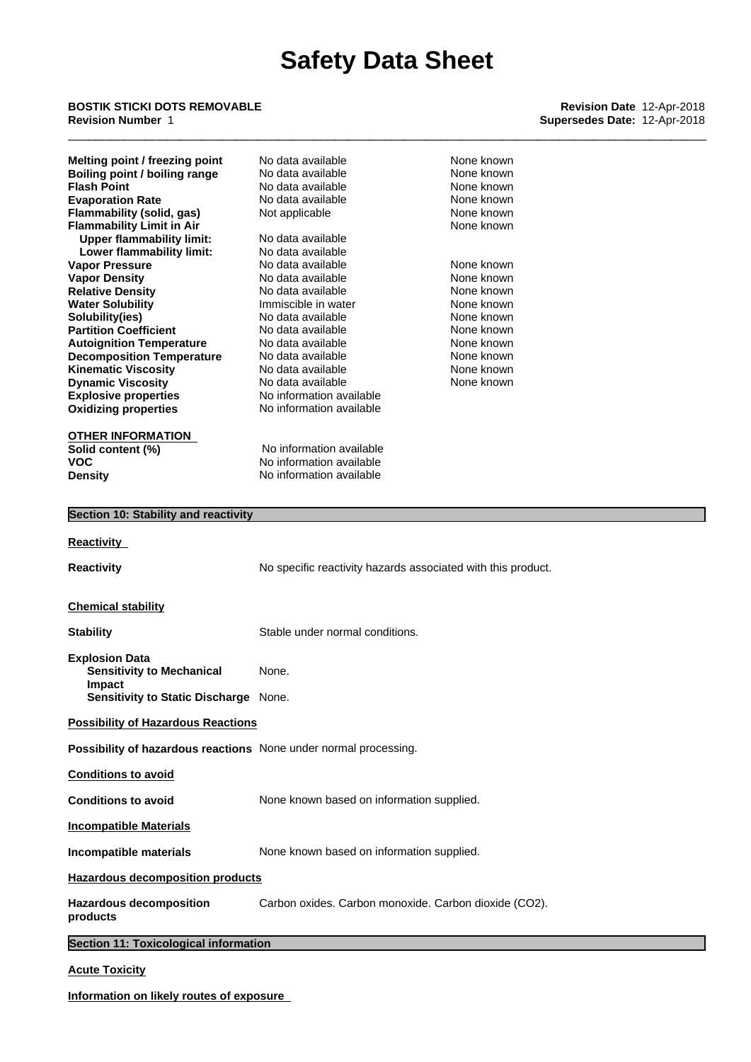| | | |
|---|---|---|
| **Melting point / freezing point** | No data available | None known |
| **Boiling point / boiling range** | No data available | None known |
| **Flash Point** | No data available | None known |
| **Evaporation Rate** | No data available | None known |
| **Flammability (solid, gas)** | Not applicable | None known |
| **Flammability Limit in Air** | | None known |
| **Upper flammability limit:** | No data available | |
| **Lower flammability limit:** | No data available | |
| **Vapor Pressure** | No data available | None known |
| **Vapor Density** | No data available | None known |
| **Relative Density** | No data available | None known |
| **Water Solubility** | Immiscible in water | None known |
| **Solubility(ies)** | No data available | None known |
| **Partition Coefficient** | No data available | None known |
| **Autoignition Temperature** | No data available | None known |
| **Decomposition Temperature** | No data available | None known |
| **Kinematic Viscosity** | No data available | None known |
| **Dynamic Viscosity** | No data available | None known |
| **Explosive properties** | No information available | |
| **Oxidizing properties** | No information available | |

**OTHER INFORMATION**

**Solid content (%)** No information available
**VOC** No information available
**Density** No information available

## Section 10: Stability and reactivity

**Reactivity**

**Reactivity** No specific reactivity hazards associated with this product.

**Chemical stability**

**Stability** Stable under normal conditions.

**Explosion Data**
**Sensitivity to Mechanical Impact** None.
**Sensitivity to Static Discharge** None.

**Possibility of Hazardous Reactions**

**Possibility of hazardous reactions** None under normal processing.

**Conditions to avoid**

**Conditions to avoid** None known based on information supplied.

**Incompatible Materials**

**Incompatible materials** None known based on information supplied.

**Hazardous decomposition products**

**Hazardous decomposition products** Carbon oxides. Carbon monoxide. Carbon dioxide ($CO_2$).

## Section 11: Toxicological information

**Acute Toxicity**

**Information on likely routes of exposure**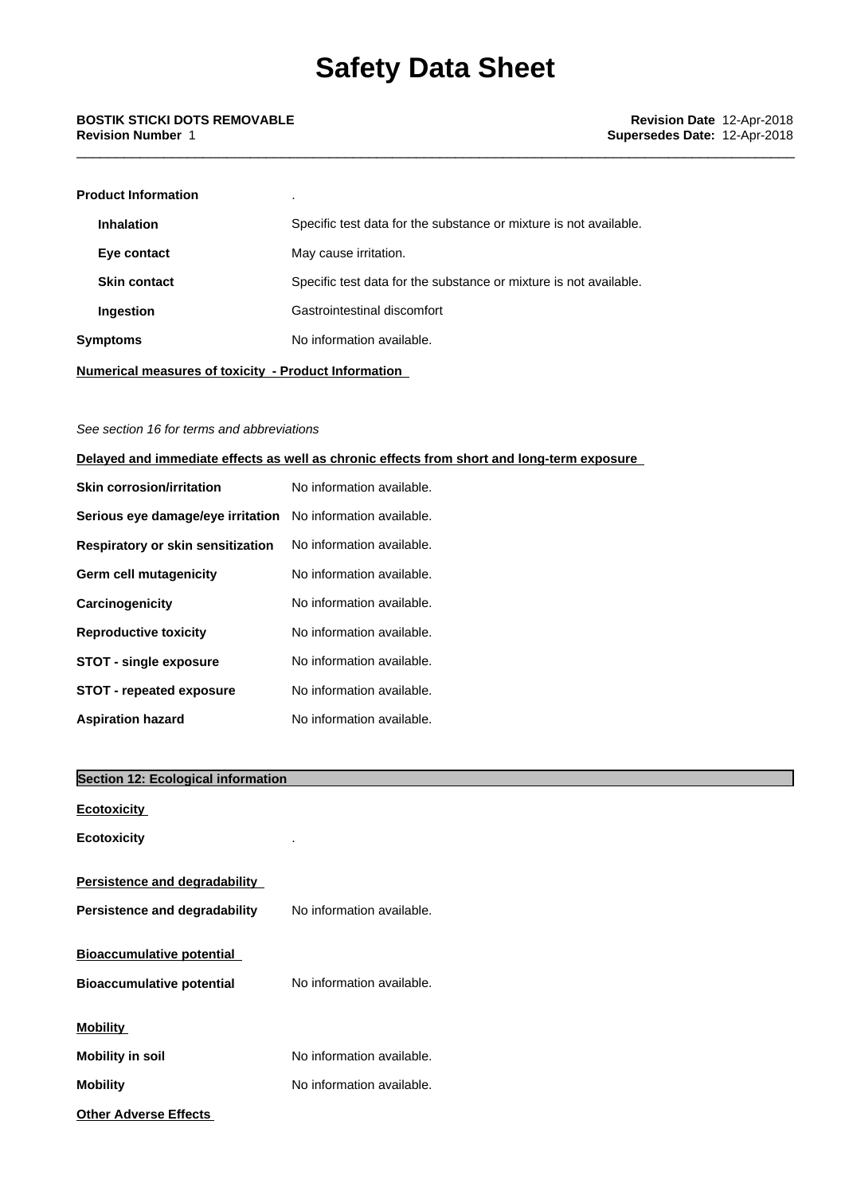**Product Information** .

| | |
|---|---|
| **Inhalation** | Specific test data for the substance or mixture is not available. |
| **Eye contact** | May cause irritation. |
| **Skin contact** | Specific test data for the substance or mixture is not available. |
| **Ingestion** | Gastrointestinal discomfort |

**Symptoms** No information available.

**Numerical measures of toxicity - Product Information**

*See section 16 for terms and abbreviations*

**Delayed and immediate effects as well as chronic effects from short and long-term exposure**

| | |
|---|---|
| **Skin corrosion/irritation** | No information available. |
| **Serious eye damage/eye irritation** | No information available. |
| **Respiratory or skin sensitization** | No information available. |
| **Germ cell mutagenicity** | No information available. |
| **Carcinogenicity** | No information available. |
| **Reproductive toxicity** | No information available. |
| **STOT - single exposure** | No information available. |
| **STOT - repeated exposure** | No information available. |
| **Aspiration hazard** | No information available. |

## Section 12: Ecological information

**Ecotoxicity**

**Ecotoxicity** .

**Persistence and degradability**

**Persistence and degradability** No information available.

**Bioaccumulative potential**

**Bioaccumulative potential** No information available.

**Mobility**

**Mobility in soil** No information available.

**Mobility** No information available.

**Other Adverse Effects**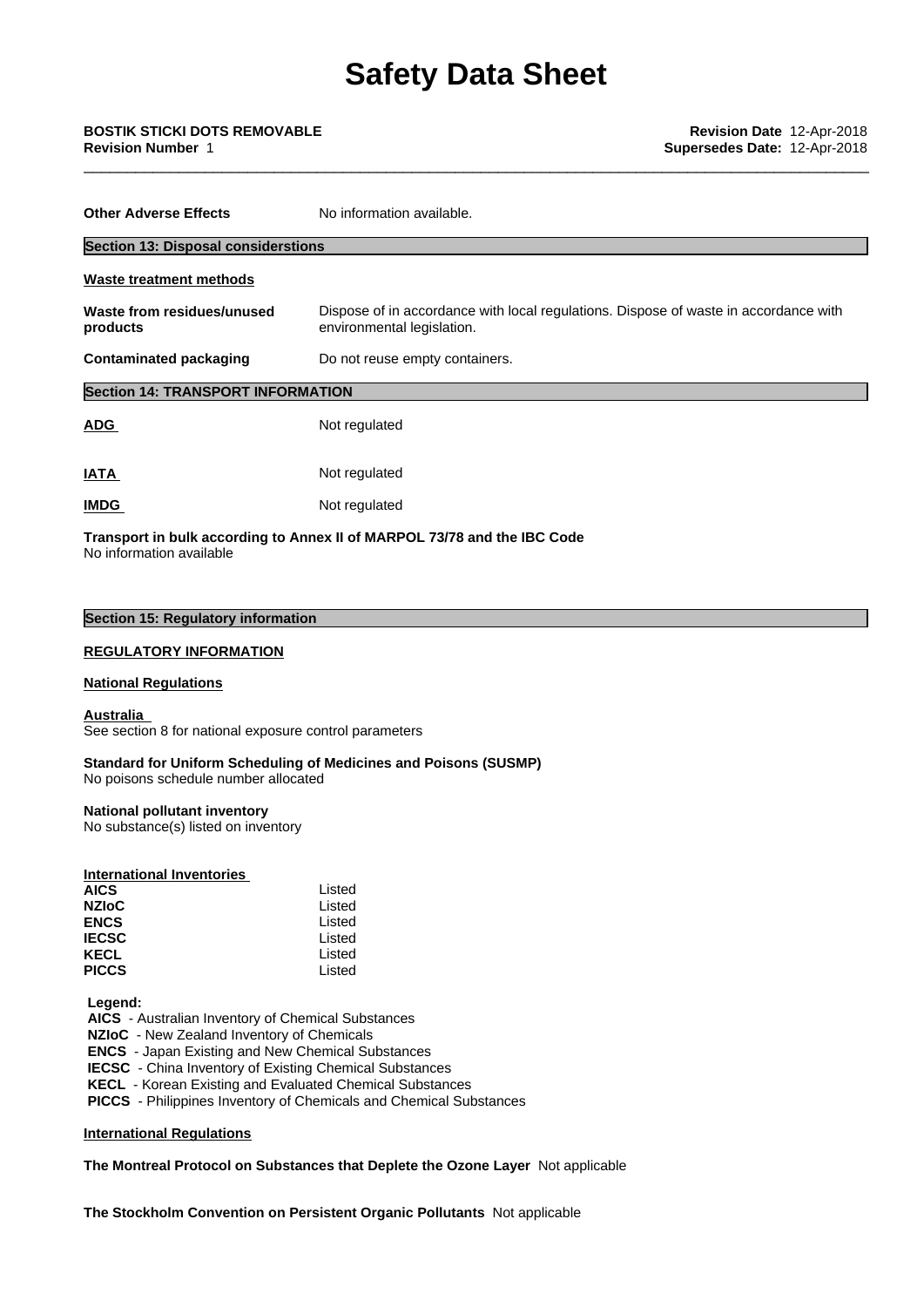| | |
|---|---|
| **Other Adverse Effects** | No information available. |

## Section 13: Disposal considerstions

**Waste treatment methods**

| | |
|---|---|
| **Waste from residues/unused products** | Dispose of in accordance with local regulations. Dispose of waste in accordance with environmental legislation. |
| **Contaminated packaging** | Do not reuse empty containers. |

## Section 14: TRANSPORT INFORMATION

| | |
|---|---|
| **ADG** | Not regulated |
| **IATA** | Not regulated |
| **IMDG** | Not regulated |

**Transport in bulk according to Annex II of MARPOL 73/78 and the IBC Code**
No information available

## Section 15: Regulatory information

**REGULATORY INFORMATION**

**National Regulations**

**Australia**
See section 8 for national exposure control parameters

**Standard for Uniform Scheduling of Medicines and Poisons (SUSMP)**
No poisons schedule number allocated

**National pollutant inventory**
No substance(s) listed on inventory

**International Inventories**

| | |
|---|---|
| **AICS** | Listed |
| **NZIoC** | Listed |
| **ENCS** | Listed |
| **IECSC** | Listed |
| **KECL** | Listed |
| **PICCS** | Listed |

**Legend:**
**AICS** - Australian Inventory of Chemical Substances
**NZIoC** - New Zealand Inventory of Chemicals
**ENCS** - Japan Existing and New Chemical Substances
**IECSC** - China Inventory of Existing Chemical Substances
**KECL** - Korean Existing and Evaluated Chemical Substances
**PICCS** - Philippines Inventory of Chemicals and Chemical Substances

**International Regulations**

**The Montreal Protocol on Substances that Deplete the Ozone Layer** Not applicable

**The Stockholm Convention on Persistent Organic Pollutants** Not applicable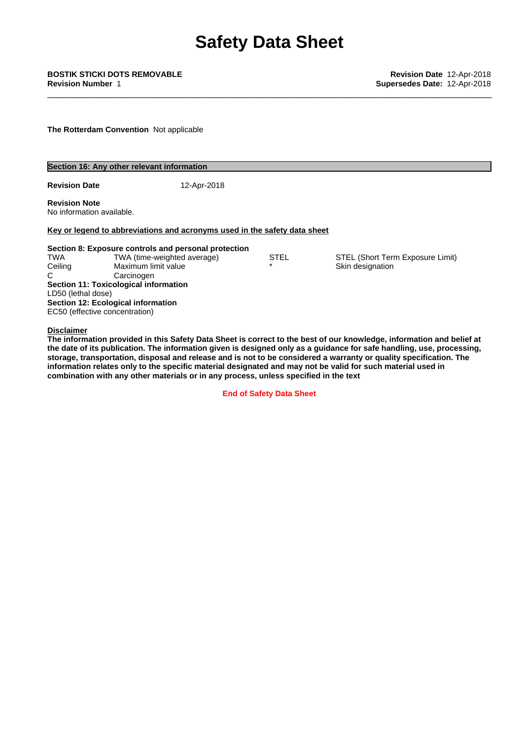**The Rotterdam Convention** Not applicable

## Section 16: Any other relevant information

**Revision Date** 12-Apr-2018

**Revision Note**
No information available.

**Key or legend to abbreviations and acronyms used in the safety data sheet**

**Section 8: Exposure controls and personal protection**

| | | | |
|---|---|---|---|
| TWA | TWA (time-weighted average) | STEL | STEL (Short Term Exposure Limit) |
| Ceiling | Maximum limit value | * | Skin designation |
| C | Carcinogen | | |

**Section 11: Toxicological information**
LD50 (lethal dose)

**Section 12: Ecological information**
EC50 (effective concentration)

**Disclaimer**

**The information provided in this Safety Data Sheet is correct to the best of our knowledge, information and belief at the date of its publication. The information given is designed only as a guidance for safe handling, use, processing, storage, transportation, disposal and release and is not to be considered a warranty or quality specification. The information relates only to the specific material designated and may not be valid for such material used in combination with any other materials or in any process, unless specified in the text**

**End of Safety Data Sheet**